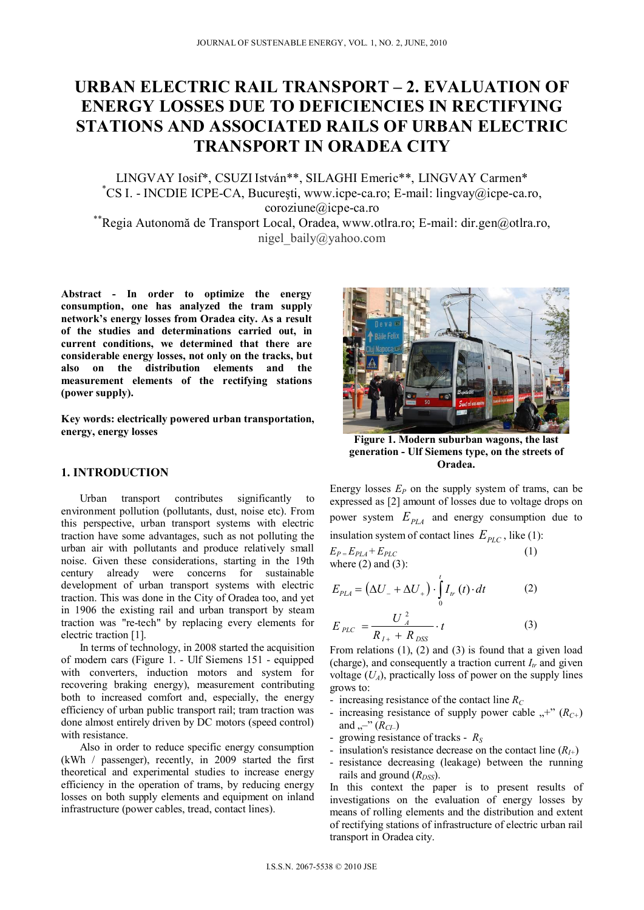# URBAN ELECTRIC RAIL TRANSPORT – 2. EVALUATION OF ENERGY LOSSES DUE TO DEFICIENCIES IN RECTIFYING STATIONS AND ASSOCIATED RAILS OF URBAN ELECTRIC TRANSPORT IN ORADEA CITY

LINGVAY Iosif*, CSUZI István**, SILAGHI Emeric**, LINGVAY Carmen*

*CS I. - INCDIE ICPE-CA, Bucureşti, www.icpe-ca.ro; E-mail: lingvay@icpe-ca.ro, coroziune@icpe-ca.ro

**Regia Autonomă de Transport Local, Oradea, www.otlra.ro; E-mail: dir.gen@otlra.ro, nigel_baily@yahoo.com

**Abstract - In order to optimize the energy consumption, one has analyzed the tram supply network's energy losses from Oradea city. As a result of the studies and determinations carried out, in current conditions, we determined that there are considerable energy losses, not only on the tracks, but also on the distribution elements and the measurement elements of the rectifying stations (power supply).**

**Key words: electrically powered urban transportation, energy, energy losses**

## 1. INTRODUCTION

Urban transport contributes significantly to environment pollution (pollutants, dust, noise etc). From this perspective, urban transport systems with electric traction have some advantages, such as not polluting the urban air with pollutants and produce relatively small noise. Given these considerations, starting in the 19th century already were concerns for sustainable development of urban transport systems with electric traction. This was done in the City of Oradea too, and yet in 1906 the existing rail and urban transport by steam traction was "re-tech" by replacing every elements for electric traction [1].

In terms of technology, in 2008 started the acquisition of modern cars (Figure 1. - Ulf Siemens 151 - equipped with converters, induction motors and system for recovering braking energy), measurement contributing both to increased comfort and, especially, the energy efficiency of urban public transport rail; tram traction was done almost entirely driven by DC motors (speed control) with resistance.

Also in order to reduce specific energy consumption (kWh / passenger), recently, in 2009 started the first theoretical and experimental studies to increase energy efficiency in the operation of trams, by reducing energy losses on both supply elements and equipment on inland infrastructure (power cables, tread, contact lines).

**Figure 1. Modern suburban wagons, the last generation - Ulf Siemens type, on the streets of Oradea.**

Energy losses $E_P$ on the supply system of trams, can be expressed as [2] amount of losses due to voltage drops on power system $E_{PLA}$ and energy consumption due to insulation system of contact lines $E_{PLC}$, like (1):

$$E_P = E_{PLA} + E_{PLC} \tag{1}$$

where (2) and (3):

$$E_{PLA} = \left(\Delta U_- + \Delta U_+\right) \cdot \int_0^t I_{tr}(t) \cdot dt \tag{2}$$

$$E_{PLC} = \frac{U_A^2}{R_{I+} + R_{DSS}} \cdot t \tag{3}$$

From relations (1), (2) and (3) is found that a given load (charge), and consequently a traction current $I_{tr}$ and given voltage ($U_A$), practically loss of power on the supply lines grows to:

- increasing resistance of the contact line $R_C$
- increasing resistance of supply power cable „+" ($R_{C+}$) and „–" ($R_{CI-}$)
- growing resistance of tracks - $R_S$
- insulation's resistance decrease on the contact line ($R_{I+}$)
- resistance decreasing (leakage) between the running rails and ground ($R_{DSS}$).

In this context the paper is to present results of investigations on the evaluation of energy losses by means of rolling elements and the distribution and extent of rectifying stations of infrastructure of electric urban rail transport in Oradea city.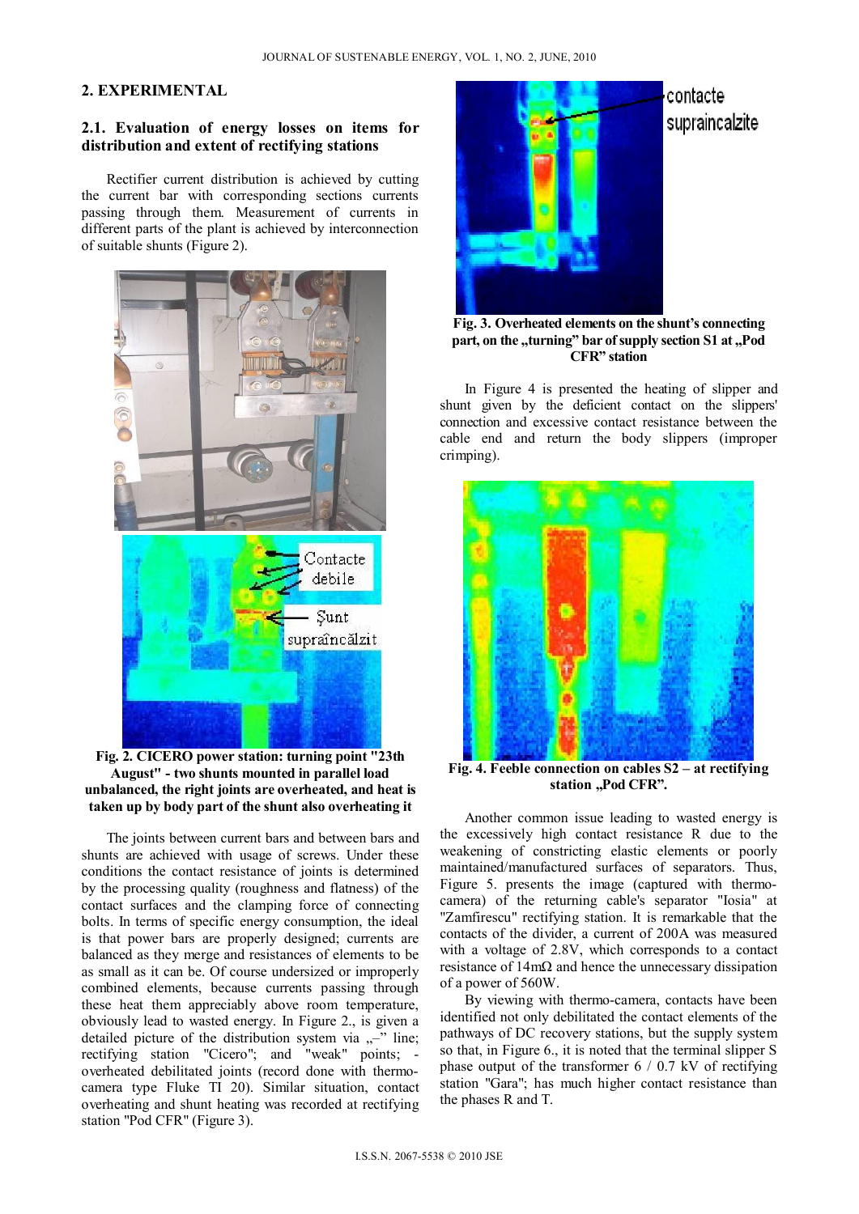## 2. EXPERIMENTAL

### 2.1. Evaluation of energy losses on items for distribution and extent of rectifying stations

Rectifier current distribution is achieved by cutting the current bar with corresponding sections currents passing through them. Measurement of currents in different parts of the plant is achieved by interconnection of suitable shunts (Figure 2).

**Fig. 2. CICERO power station: turning point "23th August" - two shunts mounted in parallel load unbalanced, the right joints are overheated, and heat is taken up by body part of the shunt also overheating it**

The joints between current bars and between bars and shunts are achieved with usage of screws. Under these conditions the contact resistance of joints is determined by the processing quality (roughness and flatness) of the contact surfaces and the clamping force of connecting bolts. In terms of specific energy consumption, the ideal is that power bars are properly designed; currents are balanced as they merge and resistances of elements to be as small as it can be. Of course undersized or improperly combined elements, because currents passing through these heat them appreciably above room temperature, obviously lead to wasted energy. In Figure 2., is given a detailed picture of the distribution system via „–" line; rectifying station "Cicero"; and "weak" points; - overheated debilitated joints (record done with thermo-camera type Fluke TI 20). Similar situation, contact overheating and shunt heating was recorded at rectifying station "Pod CFR" (Figure 3).

**Fig. 3. Overheated elements on the shunt's connecting part, on the „turning" bar of supply section S1 at „Pod CFR" station**

In Figure 4 is presented the heating of slipper and shunt given by the deficient contact on the slippers' connection and excessive contact resistance between the cable end and return the body slippers (improper crimping).

**Fig. 4. Feeble connection on cables S2 – at rectifying station „Pod CFR".**

Another common issue leading to wasted energy is the excessively high contact resistance R due to the weakening of constricting elastic elements or poorly maintained/manufactured surfaces of separators. Thus, Figure 5. presents the image (captured with thermo-camera) of the returning cable's separator "Iosia" at "Zamfirescu" rectifying station. It is remarkable that the contacts of the divider, a current of 200A was measured with a voltage of 2.8V, which corresponds to a contact resistance of 14mΩ and hence the unnecessary dissipation of a power of 560W.

By viewing with thermo-camera, contacts have been identified not only debilitated the contact elements of the pathways of DC recovery stations, but the supply system so that, in Figure 6., it is noted that the terminal slipper S phase output of the transformer 6 / 0.7 kV of rectifying station "Gara"; has much higher contact resistance than the phases R and T.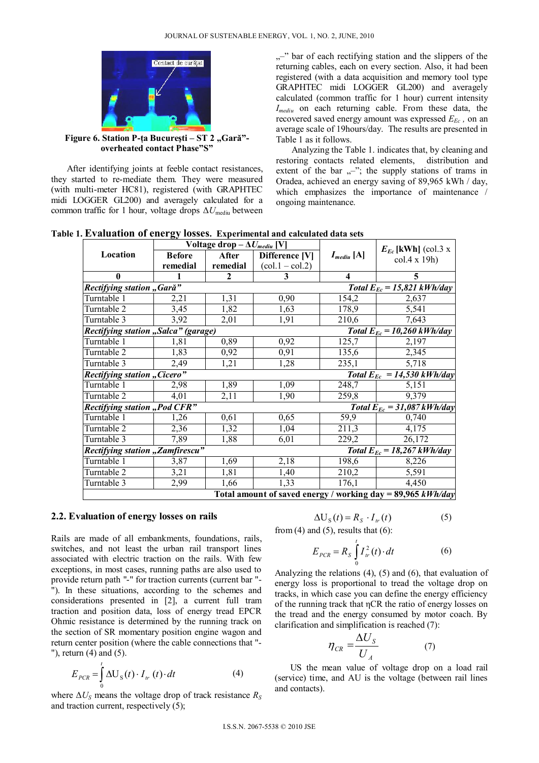Figure 6. Station P-ța București – ST 2 „Gară"- overheated contact Phase"S"

After identifying joints at feeble contact resistances, they started to re-mediate them. They were measured (with multi-meter HC81), registered (with GRAPHTEC midi LOGGER GL200) and averagely calculated for a common traffic for 1 hour, voltage drops $\Delta U_{mediu}$ between „–" bar of each rectifying station and the slippers of the returning cables, each on every section. Also, it had been registered (with a data acquisition and memory tool type GRAPHTEC midi LOGGER GL200) and averagely calculated (common traffic for 1 hour) current intensity $I_{mediu}$ on each returning cable. From these data, the recovered saved energy amount was expressed $E_{Ec}$, on an average scale of 19hours/day. The results are presented in Table 1 as it follows.

Analyzing the Table 1. indicates that, by cleaning and restoring contacts related elements, distribution and extent of the bar „–"; the supply stations of trams in Oradea, achieved an energy saving of 89,965 kWh / day, which emphasizes the importance of maintenance / ongoing maintenance.

**Table 1. Evaluation of energy losses. Experimental and calculated data sets**

| Location | Voltage drop – $\Delta U_{mediu}$ [V] | | | $I_{mediu}$ [A] | $E_{Ec}$ [kWh] (col.3 x col.4 x 19h) |
|---|---|---|---|---|---|
| | Before remedial | After remedial | Difference [V] (col.1 – col.2) | | |
| 0 | 1 | 2 | 3 | 4 | 5 |
| *Rectifying station „Gară"* | | | | | *Total $E_{Ec}$ = 15,821 kWh/day* |
| Turntable 1 | 2,21 | 1,31 | 0,90 | 154,2 | 2,637 |
| Turntable 2 | 3,45 | 1,82 | 1,63 | 178,9 | 5,541 |
| Turntable 3 | 3,92 | 2,01 | 1,91 | 210,6 | 7,643 |
| *Rectifying station „Salca" (garage)* | | | | | *Total $E_{Ec}$ = 10,260 kWh/day* |
| Turntable 1 | 1,81 | 0,89 | 0,92 | 125,7 | 2,197 |
| Turntable 2 | 1,83 | 0,92 | 0,91 | 135,6 | 2,345 |
| Turntable 3 | 2,49 | 1,21 | 1,28 | 235,1 | 5,718 |
| *Rectifying station „Cicero"* | | | | | *Total $E_{Ec}$ = 14,530 kWh/day* |
| Turntable 1 | 2,98 | 1,89 | 1,09 | 248,7 | 5,151 |
| Turntable 2 | 4,01 | 2,11 | 1,90 | 259,8 | 9,379 |
| *Rectifying station „Pod CFR"* | | | | | *Total $E_{Ec}$ = 31,087 kWh/day* |
| Turntable 1 | 1,26 | 0,61 | 0,65 | 59,9 | 0,740 |
| Turntable 2 | 2,36 | 1,32 | 1,04 | 211,3 | 4,175 |
| Turntable 3 | 7,89 | 1,88 | 6,01 | 229,2 | 26,172 |
| *Rectifying station „Zamfirescu"* | | | | | *Total $E_{Ec}$ = 18,267 kWh/day* |
| Turntable 1 | 3,87 | 1,69 | 2,18 | 198,6 | 8,226 |
| Turntable 2 | 3,21 | 1,81 | 1,40 | 210,2 | 5,591 |
| Turntable 3 | 2,99 | 1,66 | 1,33 | 176,1 | 4,450 |
| **Total amount of saved energy / working day = 89,965 *kWh/day*** | | | | | |

### 2.2. Evaluation of energy losses on rails

Rails are made of all embankments, foundations, rails, switches, and not least the urban rail transport lines associated with electric traction on the rails. With few exceptions, in most cases, running paths are also used to provide return path "-" for traction currents (current bar "-"). In these situations, according to the schemes and considerations presented in [2], a current full tram traction and position data, loss of energy tread EPCR Ohmic resistance is determined by the running track on the section of SR momentary position engine wagon and return center position (where the cable connections that "-"), return (4) and (5).

$$E_{PCR} = \int_0^t \Delta U_S(t) \cdot I_{tr}(t) \cdot dt \qquad (4)$$

where $\Delta U_S$ means the voltage drop of track resistance $R_S$ and traction current, respectively (5);

$$\Delta U_S(t) = R_S \cdot I_{tr}(t) \qquad (5)$$

from (4) and (5), results that (6):

$$E_{PCR} = R_S \int_0^t I_{tr}^2(t) \cdot dt \qquad (6)$$

Analyzing the relations (4), (5) and (6), that evaluation of energy loss is proportional to tread the voltage drop on tracks, in which case you can define the energy efficiency of the running track that ηCR the ratio of energy losses on the tread and the energy consumed by motor coach. By clarification and simplification is reached (7):

$$\eta_{CR} = \frac{\Delta U_S}{U_A} \qquad (7)$$

US the mean value of voltage drop on a load rail (service) time, and AU is the voltage (between rail lines and contacts).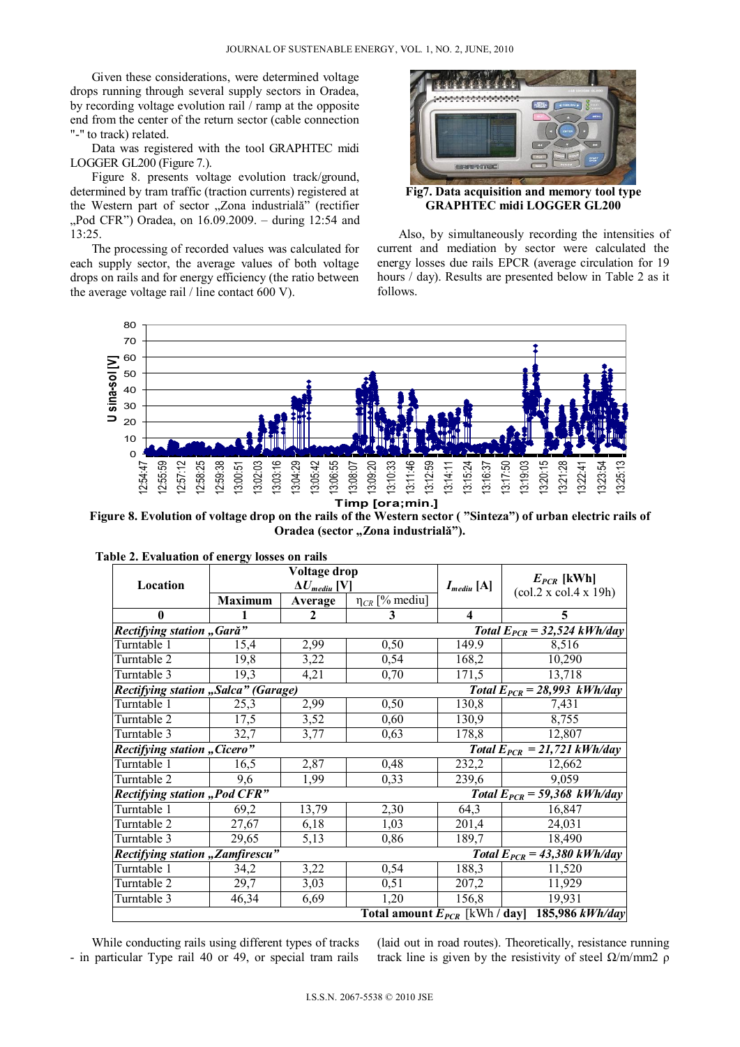Given these considerations, were determined voltage drops running through several supply sectors in Oradea, by recording voltage evolution rail / ramp at the opposite end from the center of the return sector (cable connection "-" to track) related.

Data was registered with the tool GRAPHTEC midi LOGGER GL200 (Figure 7.).

Figure 8. presents voltage evolution track/ground, determined by tram traffic (traction currents) registered at the Western part of sector „Zona industrială" (rectifier „Pod CFR") Oradea, on 16.09.2009. – during 12:54 and 13:25.

The processing of recorded values was calculated for each supply sector, the average values of both voltage drops on rails and for energy efficiency (the ratio between the average voltage rail / line contact 600 V).

**Fig7. Data acquisition and memory tool type GRAPHTEC midi LOGGER GL200**

Also, by simultaneously recording the intensities of current and mediation by sector were calculated the energy losses due rails EPCR (average circulation for 19 hours / day). Results are presented below in Table 2 as it follows.

**Figure 8. Evolution of voltage drop on the rails of the Western sector ( "Sinteza") of urban electric rails of Oradea (sector „Zona industrială").**

**Table 2. Evaluation of energy losses on rails**

| Location | Voltage drop $\Delta U_{mediu}$ [V] | | | $I_{mediu}$ [A] | $E_{PCR}$ [kWh] (col.2 x col.4 x 19h) |
|---|---|---|---|---|---|
| | Maximum | Average | $\eta_{CR}$ [% mediu] | | |
| 0 | 1 | 2 | 3 | 4 | 5 |
| ***Rectifying station „Gară"*** | | | | | ***Total $E_{PCR}$ = 32,524 kWh/day*** |
| Turntable 1 | 15,4 | 2,99 | 0,50 | 149.9 | 8,516 |
| Turntable 2 | 19,8 | 3,22 | 0,54 | 168,2 | 10,290 |
| Turntable 3 | 19,3 | 4,21 | 0,70 | 171,5 | 13,718 |
| ***Rectifying station „Salca" (Garage)*** | | | | | ***Total $E_{PCR}$ = 28,993 kWh/day*** |
| Turntable 1 | 25,3 | 2,99 | 0,50 | 130,8 | 7,431 |
| Turntable 2 | 17,5 | 3,52 | 0,60 | 130,9 | 8,755 |
| Turntable 3 | 32,7 | 3,77 | 0,63 | 178,8 | 12,807 |
| ***Rectifying station „Cicero"*** | | | | | ***Total $E_{PCR}$ = 21,721 kWh/day*** |
| Turntable 1 | 16,5 | 2,87 | 0,48 | 232,2 | 12,662 |
| Turntable 2 | 9,6 | 1,99 | 0,33 | 239,6 | 9,059 |
| ***Rectifying station „Pod CFR"*** | | | | | ***Total $E_{PCR}$ = 59,368 kWh/day*** |
| Turntable 1 | 69,2 | 13,79 | 2,30 | 64,3 | 16,847 |
| Turntable 2 | 27,67 | 6,18 | 1,03 | 201,4 | 24,031 |
| Turntable 3 | 29,65 | 5,13 | 0,86 | 189,7 | 18,490 |
| ***Rectifying station „Zamfirescu"*** | | | | | ***Total $E_{PCR}$ = 43,380 kWh/day*** |
| Turntable 1 | 34,2 | 3,22 | 0,54 | 188,3 | 11,520 |
| Turntable 2 | 29,7 | 3,03 | 0,51 | 207,2 | 11,929 |
| Turntable 3 | 46,34 | 6,69 | 1,20 | 156,8 | 19,931 |
| | | | | **Total amount $E_{PCR}$ [kWh / day]** | ***185,986 kWh/day*** |

While conducting rails using different types of tracks - in particular Type rail 40 or 49, or special tram rails (laid out in road routes). Theoretically, resistance running track line is given by the resistivity of steel Ω/m/mm2 ρ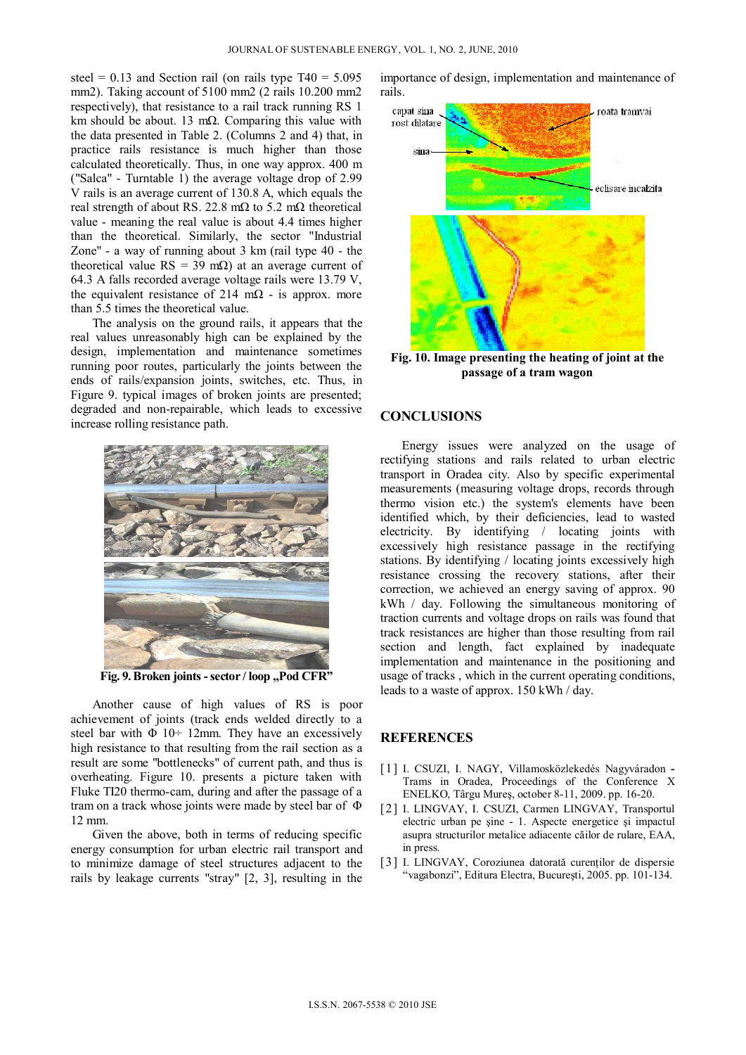steel = 0.13 and Section rail (on rails type T40 = 5.095 mm2). Taking account of 5100 mm2 (2 rails 10.200 mm2 respectively), that resistance to a rail track running RS 1 km should be about. 13 mΩ. Comparing this value with the data presented in Table 2. (Columns 2 and 4) that, in practice rails resistance is much higher than those calculated theoretically. Thus, in one way approx. 400 m ("Salca" - Turntable 1) the average voltage drop of 2.99 V rails is an average current of 130.8 A, which equals the real strength of about RS. 22.8 mΩ to 5.2 mΩ theoretical value - meaning the real value is about 4.4 times higher than the theoretical. Similarly, the sector "Industrial Zone" - a way of running about 3 km (rail type 40 - the theoretical value RS = 39 mΩ) at an average current of 64.3 A falls recorded average voltage rails were 13.79 V, the equivalent resistance of 214 mΩ - is approx. more than 5.5 times the theoretical value.

The analysis on the ground rails, it appears that the real values unreasonably high can be explained by the design, implementation and maintenance sometimes running poor routes, particularly the joints between the ends of rails/expansion joints, switches, etc. Thus, in Figure 9. typical images of broken joints are presented; degraded and non-repairable, which leads to excessive increase rolling resistance path.

**Fig. 9. Broken joints - sector / loop „Pod CFR"**

Another cause of high values of RS is poor achievement of joints (track ends welded directly to a steel bar with Φ 10÷ 12mm. They have an excessively high resistance to that resulting from the rail section as a result are some "bottlenecks" of current path, and thus is overheating. Figure 10. presents a picture taken with Fluke TI20 thermo-cam, during and after the passage of a tram on a track whose joints were made by steel bar of Φ 12 mm.

Given the above, both in terms of reducing specific energy consumption for urban electric rail transport and to minimize damage of steel structures adjacent to the rails by leakage currents "stray" [2, 3], resulting in the importance of design, implementation and maintenance of rails.

capat sina rost dilatare
roata tramvai
sina
eclisare incalzita

**Fig. 10. Image presenting the heating of joint at the passage of a tram wagon**

## CONCLUSIONS

Energy issues were analyzed on the usage of rectifying stations and rails related to urban electric transport in Oradea city. Also by specific experimental measurements (measuring voltage drops, records through thermo vision etc.) the system's elements have been identified which, by their deficiencies, lead to wasted electricity. By identifying / locating joints with excessively high resistance passage in the rectifying stations. By identifying / locating joints excessively high resistance crossing the recovery stations, after their correction, we achieved an energy saving of approx. 90 kWh / day. Following the simultaneous monitoring of traction currents and voltage drops on rails was found that track resistances are higher than those resulting from rail section and length, fact explained by inadequate implementation and maintenance in the positioning and usage of tracks , which in the current operating conditions, leads to a waste of approx. 150 kWh / day.

## REFERENCES

[1] I. CSUZI, I. NAGY, Villamosközlekedés Nagyváradon - Trams in Oradea, Proceedings of the Conference X ENELKO, Târgu Mureş, october 8-11, 2009. pp. 16-20.

[2] I. LINGVAY, I. CSUZI, Carmen LINGVAY, Transportul electric urban pe şine - 1. Aspecte energetice şi impactul asupra structurilor metalice adiacente căilor de rulare, EAA, in press.

[3] I. LINGVAY, Coroziunea datorată curenților de dispersie "vagabonzi", Editura Electra, Bucureşti, 2005. pp. 101-134.